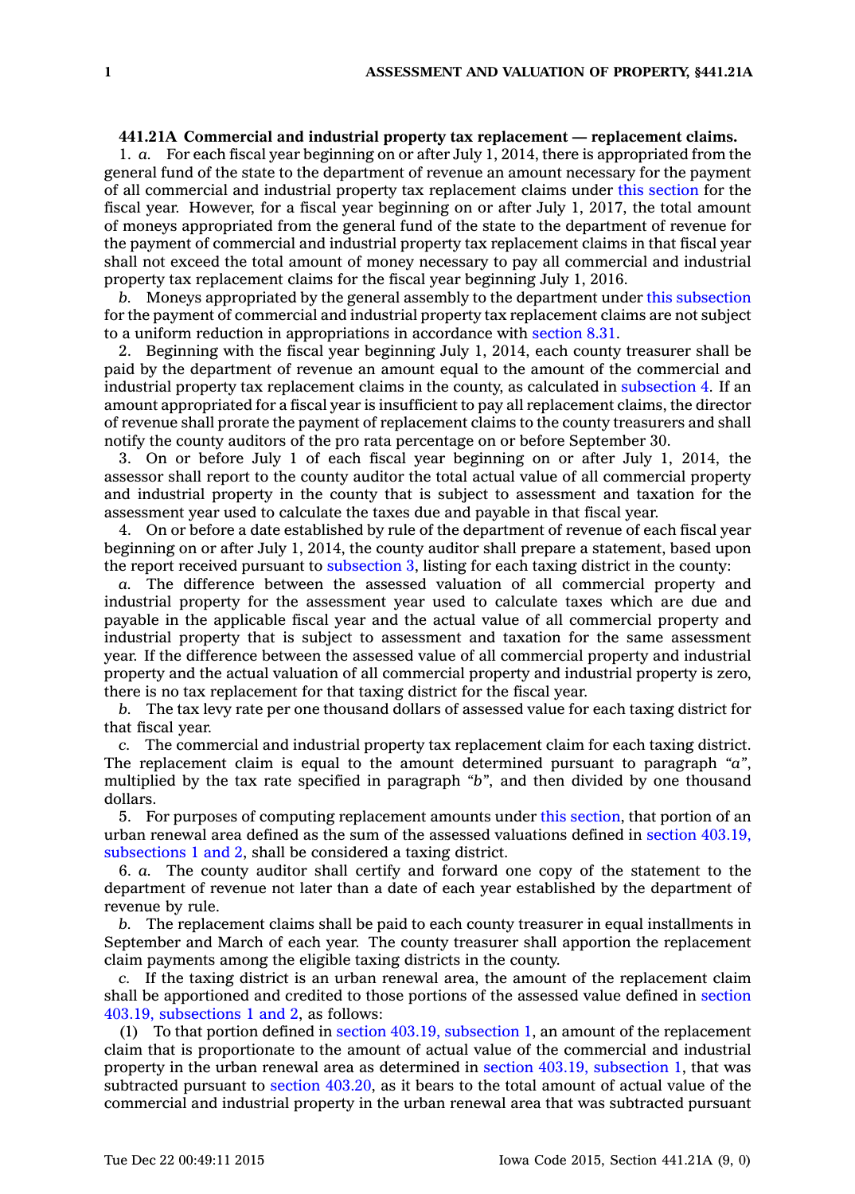**441.21A Commercial and industrial property tax replacement — replacement claims.**

1. *a.* For each fiscal year beginning on or after July 1, 2014, there is appropriated from the general fund of the state to the department of revenue an amount necessary for the payment of all commercial and industrial property tax replacement claims under this section for the fiscal year. However, for a fiscal year beginning on or after July 1, 2017, the total amount of moneys appropriated from the general fund of the state to the department of revenue for the payment of commercial and industrial property tax replacement claims in that fiscal year shall not exceed the total amount of money necessary to pay all commercial and industrial property tax replacement claims for the fiscal year beginning July 1, 2016.

*b.* Moneys appropriated by the general assembly to the department under this subsection for the payment of commercial and industrial property tax replacement claims are not subject to a uniform reduction in appropriations in accordance with section 8.31.

2. Beginning with the fiscal year beginning July 1, 2014, each county treasurer shall be paid by the department of revenue an amount equal to the amount of the commercial and industrial property tax replacement claims in the county, as calculated in subsection 4. If an amount appropriated for a fiscal year is insufficient to pay all replacement claims, the director of revenue shall prorate the payment of replacement claims to the county treasurers and shall notify the county auditors of the pro rata percentage on or before September 30.

3. On or before July 1 of each fiscal year beginning on or after July 1, 2014, the assessor shall report to the county auditor the total actual value of all commercial property and industrial property in the county that is subject to assessment and taxation for the assessment year used to calculate the taxes due and payable in that fiscal year.

4. On or before a date established by rule of the department of revenue of each fiscal year beginning on or after July 1, 2014, the county auditor shall prepare a statement, based upon the report received pursuant to subsection 3, listing for each taxing district in the county:

*a.* The difference between the assessed valuation of all commercial property and industrial property for the assessment year used to calculate taxes which are due and payable in the applicable fiscal year and the actual value of all commercial property and industrial property that is subject to assessment and taxation for the same assessment year. If the difference between the assessed value of all commercial property and industrial property and the actual valuation of all commercial property and industrial property is zero, there is no tax replacement for that taxing district for the fiscal year.

*b.* The tax levy rate per one thousand dollars of assessed value for each taxing district for that fiscal year.

*c.* The commercial and industrial property tax replacement claim for each taxing district. The replacement claim is equal to the amount determined pursuant to paragraph *"a"*, multiplied by the tax rate specified in paragraph *"b"*, and then divided by one thousand dollars.

5. For purposes of computing replacement amounts under this section, that portion of an urban renewal area defined as the sum of the assessed valuations defined in section 403.19, subsections 1 and 2, shall be considered a taxing district.

6. *a.* The county auditor shall certify and forward one copy of the statement to the department of revenue not later than a date of each year established by the department of revenue by rule.

*b.* The replacement claims shall be paid to each county treasurer in equal installments in September and March of each year. The county treasurer shall apportion the replacement claim payments among the eligible taxing districts in the county.

*c.* If the taxing district is an urban renewal area, the amount of the replacement claim shall be apportioned and credited to those portions of the assessed value defined in section 403.19, subsections 1 and 2, as follows:

(1) To that portion defined in section 403.19, subsection 1, an amount of the replacement claim that is proportionate to the amount of actual value of the commercial and industrial property in the urban renewal area as determined in section 403.19, subsection 1, that was subtracted pursuant to section 403.20, as it bears to the total amount of actual value of the commercial and industrial property in the urban renewal area that was subtracted pursuant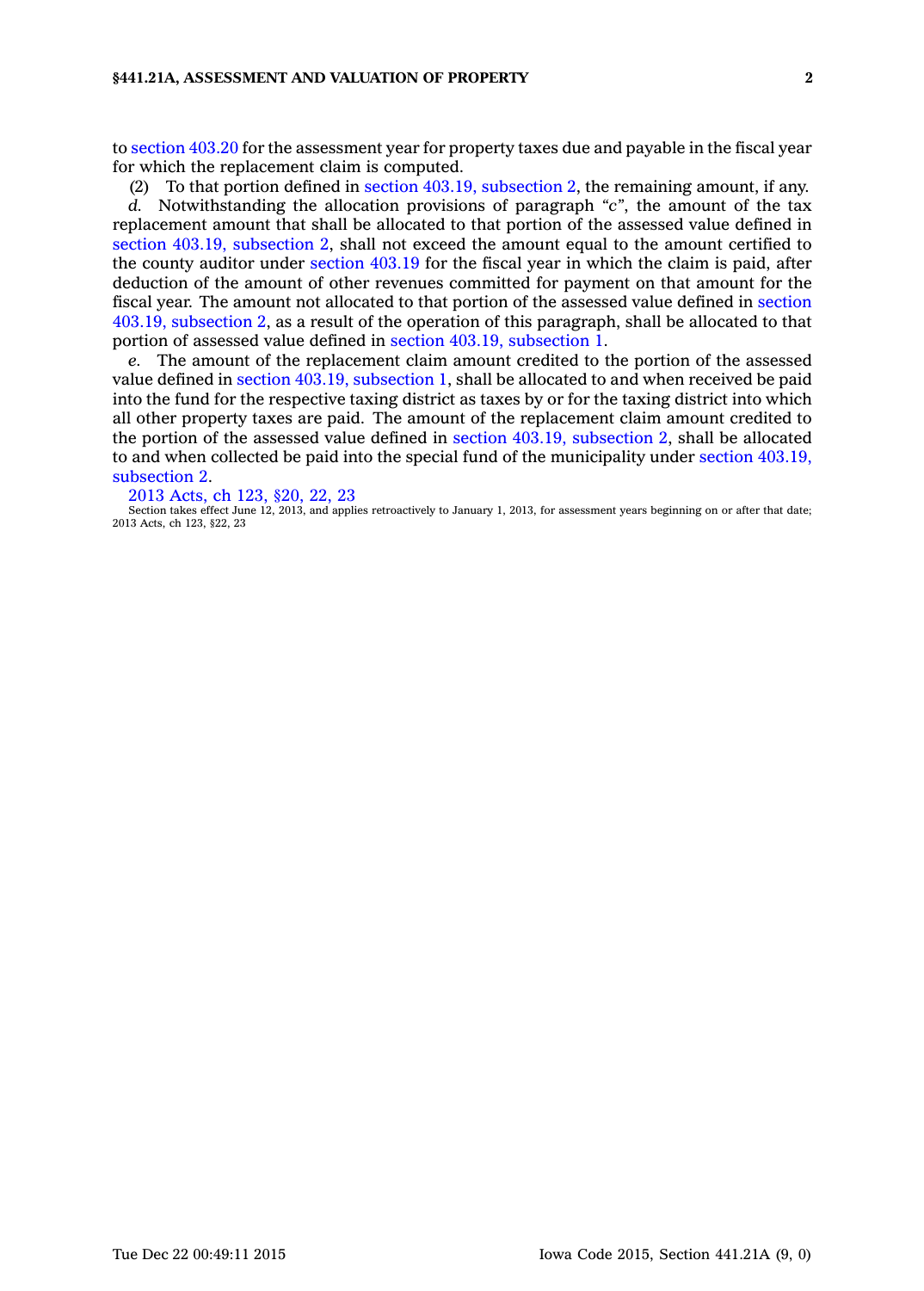to section 403.20 for the assessment year for property taxes due and payable in the fiscal year for which the replacement claim is computed.

(2) To that portion defined in section 403.19, subsection 2, the remaining amount, if any.

*d.* Notwithstanding the allocation provisions of paragraph "*c*", the amount of the tax replacement amount that shall be allocated to that portion of the assessed value defined in section 403.19, subsection 2, shall not exceed the amount equal to the amount certified to the county auditor under section 403.19 for the fiscal year in which the claim is paid, after deduction of the amount of other revenues committed for payment on that amount for the fiscal year. The amount not allocated to that portion of the assessed value defined in section 403.19, subsection 2, as a result of the operation of this paragraph, shall be allocated to that portion of assessed value defined in section 403.19, subsection 1.

*e.* The amount of the replacement claim amount credited to the portion of the assessed value defined in section 403.19, subsection 1, shall be allocated to and when received be paid into the fund for the respective taxing district as taxes by or for the taxing district into which all other property taxes are paid. The amount of the replacement claim amount credited to the portion of the assessed value defined in section 403.19, subsection 2, shall be allocated to and when collected be paid into the special fund of the municipality under section 403.19, subsection 2.

2013 Acts, ch 123, §20, 22, 23

Section takes effect June 12, 2013, and applies retroactively to January 1, 2013, for assessment years beginning on or after that date; 2013 Acts, ch 123, §22, 23